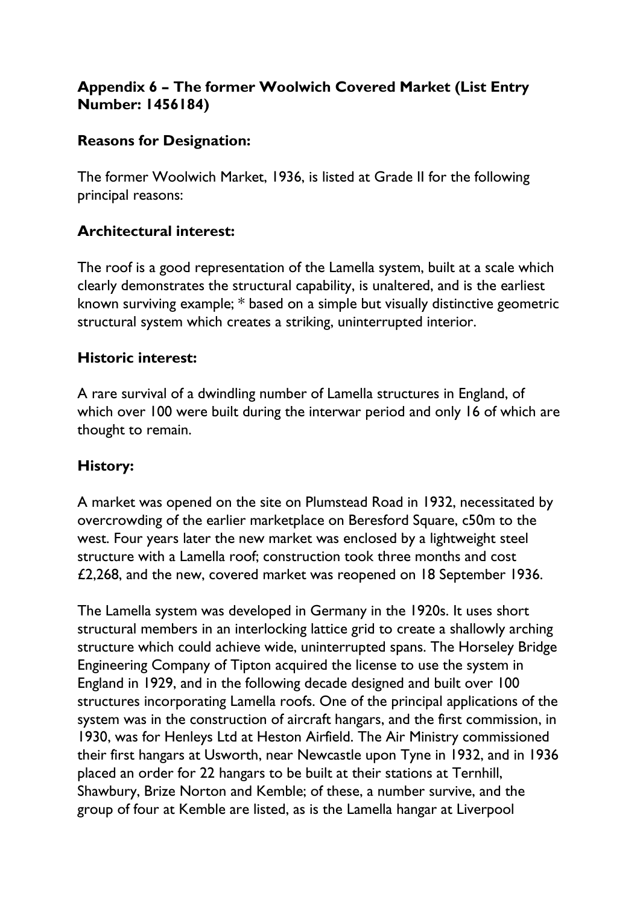## Appendix 6 – The former Woolwich Covered Market (List Entry Number: 1456184)

### Reasons for Designation:

The former Woolwich Market, 1936, is listed at Grade II for the following principal reasons:

### Architectural interest:

The roof is a good representation of the Lamella system, built at a scale which clearly demonstrates the structural capability, is unaltered, and is the earliest known surviving example; * based on a simple but visually distinctive geometric structural system which creates a striking, uninterrupted interior.

### Historic interest:

A rare survival of a dwindling number of Lamella structures in England, of which over 100 were built during the interwar period and only 16 of which are thought to remain.

### History:

A market was opened on the site on Plumstead Road in 1932, necessitated by overcrowding of the earlier marketplace on Beresford Square, c50m to the west. Four years later the new market was enclosed by a lightweight steel structure with a Lamella roof; construction took three months and cost £2,268, and the new, covered market was reopened on 18 September 1936.

The Lamella system was developed in Germany in the 1920s. It uses short structural members in an interlocking lattice grid to create a shallowly arching structure which could achieve wide, uninterrupted spans. The Horseley Bridge Engineering Company of Tipton acquired the license to use the system in England in 1929, and in the following decade designed and built over 100 structures incorporating Lamella roofs. One of the principal applications of the system was in the construction of aircraft hangars, and the first commission, in 1930, was for Henleys Ltd at Heston Airfield. The Air Ministry commissioned their first hangars at Usworth, near Newcastle upon Tyne in 1932, and in 1936 placed an order for 22 hangars to be built at their stations at Ternhill, Shawbury, Brize Norton and Kemble; of these, a number survive, and the group of four at Kemble are listed, as is the Lamella hangar at Liverpool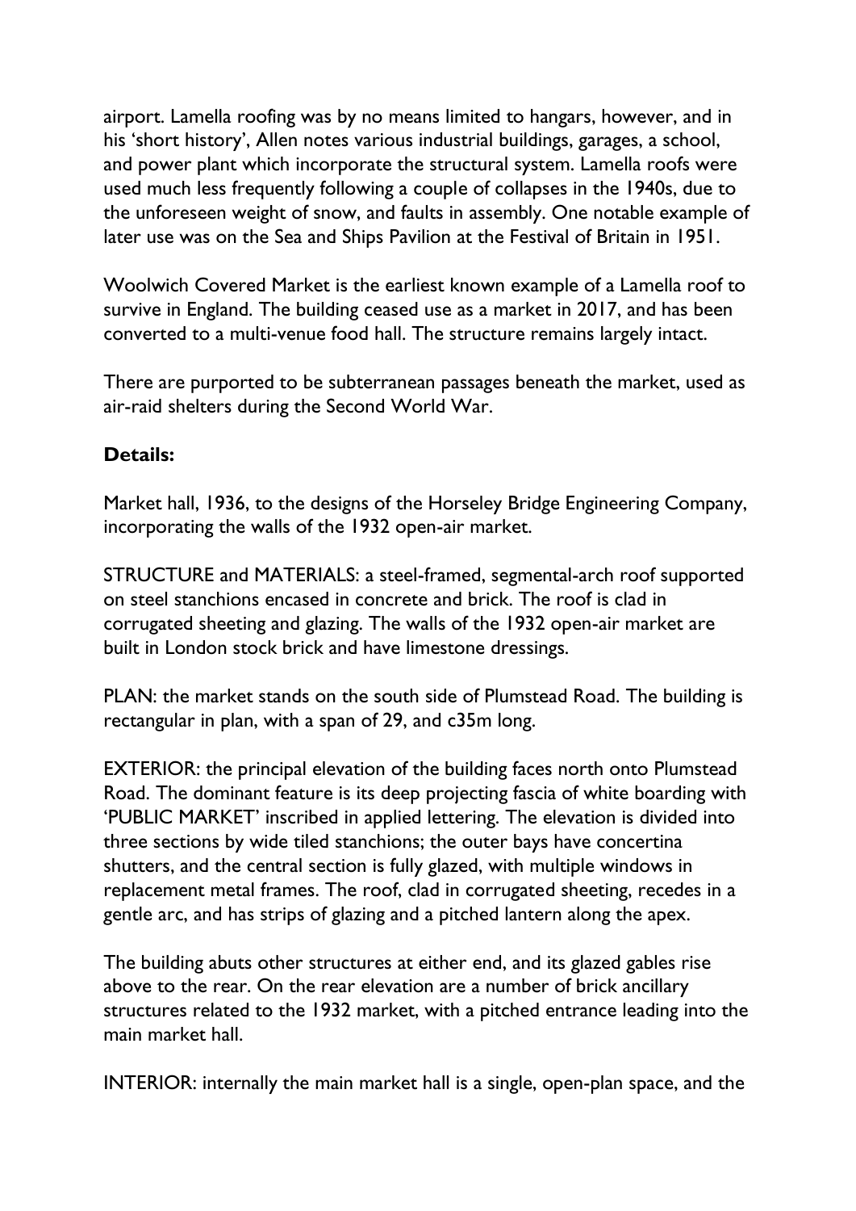airport. Lamella roofing was by no means limited to hangars, however, and in his 'short history', Allen notes various industrial buildings, garages, a school, and power plant which incorporate the structural system. Lamella roofs were used much less frequently following a couple of collapses in the 1940s, due to the unforeseen weight of snow, and faults in assembly. One notable example of later use was on the Sea and Ships Pavilion at the Festival of Britain in 1951.

Woolwich Covered Market is the earliest known example of a Lamella roof to survive in England. The building ceased use as a market in 2017, and has been converted to a multi-venue food hall. The structure remains largely intact.

There are purported to be subterranean passages beneath the market, used as air-raid shelters during the Second World War.

**Details:**

Market hall, 1936, to the designs of the Horseley Bridge Engineering Company, incorporating the walls of the 1932 open-air market.

STRUCTURE and MATERIALS: a steel-framed, segmental-arch roof supported on steel stanchions encased in concrete and brick. The roof is clad in corrugated sheeting and glazing. The walls of the 1932 open-air market are built in London stock brick and have limestone dressings.

PLAN: the market stands on the south side of Plumstead Road. The building is rectangular in plan, with a span of 29, and c35m long.

EXTERIOR: the principal elevation of the building faces north onto Plumstead Road. The dominant feature is its deep projecting fascia of white boarding with 'PUBLIC MARKET' inscribed in applied lettering. The elevation is divided into three sections by wide tiled stanchions; the outer bays have concertina shutters, and the central section is fully glazed, with multiple windows in replacement metal frames. The roof, clad in corrugated sheeting, recedes in a gentle arc, and has strips of glazing and a pitched lantern along the apex.

The building abuts other structures at either end, and its glazed gables rise above to the rear. On the rear elevation are a number of brick ancillary structures related to the 1932 market, with a pitched entrance leading into the main market hall.

INTERIOR: internally the main market hall is a single, open-plan space, and the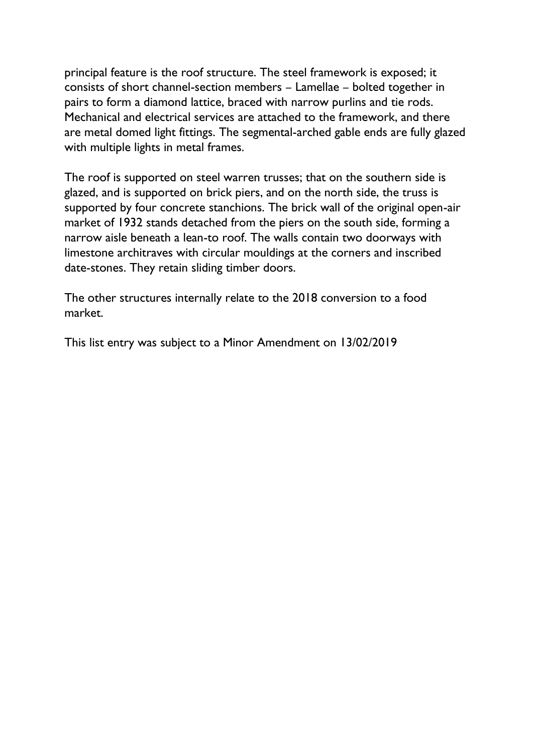principal feature is the roof structure. The steel framework is exposed; it consists of short channel-section members – Lamellae – bolted together in pairs to form a diamond lattice, braced with narrow purlins and tie rods. Mechanical and electrical services are attached to the framework, and there are metal domed light fittings. The segmental-arched gable ends are fully glazed with multiple lights in metal frames.

The roof is supported on steel warren trusses; that on the southern side is glazed, and is supported on brick piers, and on the north side, the truss is supported by four concrete stanchions. The brick wall of the original open-air market of 1932 stands detached from the piers on the south side, forming a narrow aisle beneath a lean-to roof. The walls contain two doorways with limestone architraves with circular mouldings at the corners and inscribed date-stones. They retain sliding timber doors.

The other structures internally relate to the 2018 conversion to a food market.

This list entry was subject to a Minor Amendment on 13/02/2019